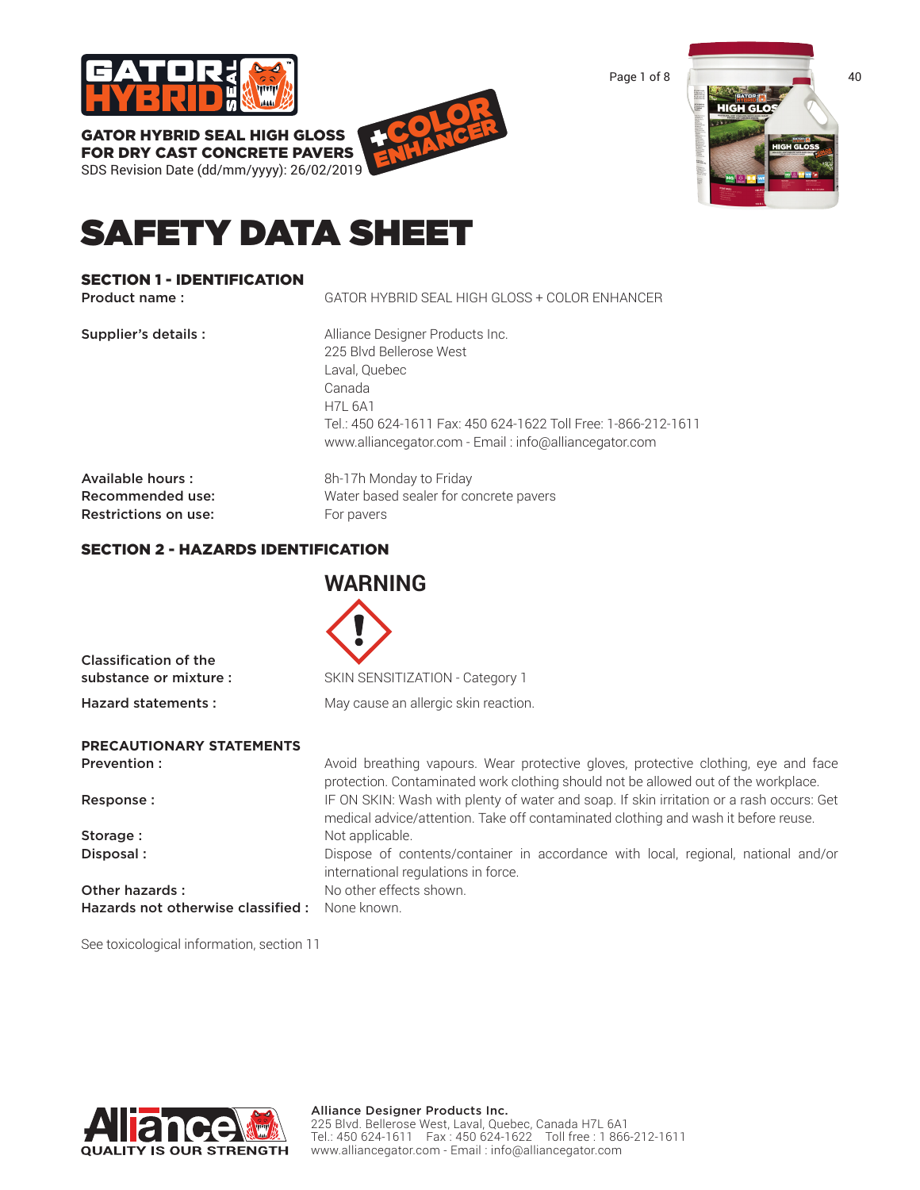**GATOR HYBRID SEAL HIGH GLOSS FOR DRY CAST CONCRETE PAVERS** +COLOR ENHANCER

SDS Revision Date (dd/mm/yyyy): 26/02/2019

# SAFETY DATA SHEET

## SECTION 1 - IDENTIFICATION

| | |
|---|---|
| **Product name :** | GATOR HYBRID SEAL HIGH GLOSS + COLOR ENHANCER |
| **Supplier's details :** | Alliance Designer Products Inc.<br>225 Blvd Bellerose West<br>Laval, Quebec<br>Canada<br>H7L 6A1<br>Tel.: 450 624-1611 Fax: 450 624-1622 Toll Free: 1-866-212-1611<br>www.alliancegator.com - Email : info@alliancegator.com |
| **Available hours :** | 8h-17h Monday to Friday |
| **Recommended use:** | Water based sealer for concrete pavers |
| **Restrictions on use:** | For pavers |

## SECTION 2 - HAZARDS IDENTIFICATION

**WARNING**

| | |
|---|---|
| **Classification of the substance or mixture :** | SKIN SENSITIZATION - Category 1 |
| **Hazard statements :** | May cause an allergic skin reaction. |

**PRECAUTIONARY STATEMENTS**

| | |
|---|---|
| **Prevention :** | Avoid breathing vapours. Wear protective gloves, protective clothing, eye and face protection. Contaminated work clothing should not be allowed out of the workplace. |
| **Response :** | IF ON SKIN: Wash with plenty of water and soap. If skin irritation or a rash occurs: Get medical advice/attention. Take off contaminated clothing and wash it before reuse. |
| **Storage :** | Not applicable. |
| **Disposal :** | Dispose of contents/container in accordance with local, regional, national and/or international regulations in force. |
| **Other hazards :** | No other effects shown. |
| **Hazards not otherwise classified :** | None known. |

See toxicological information, section 11

**Alliance Designer Products Inc.**
225 Blvd. Bellerose West, Laval, Quebec, Canada H7L 6A1
Tel.: 450 624-1611 Fax : 450 624-1622 Toll free : 1 866-212-1611
www.alliancegator.com - Email : info@alliancegator.com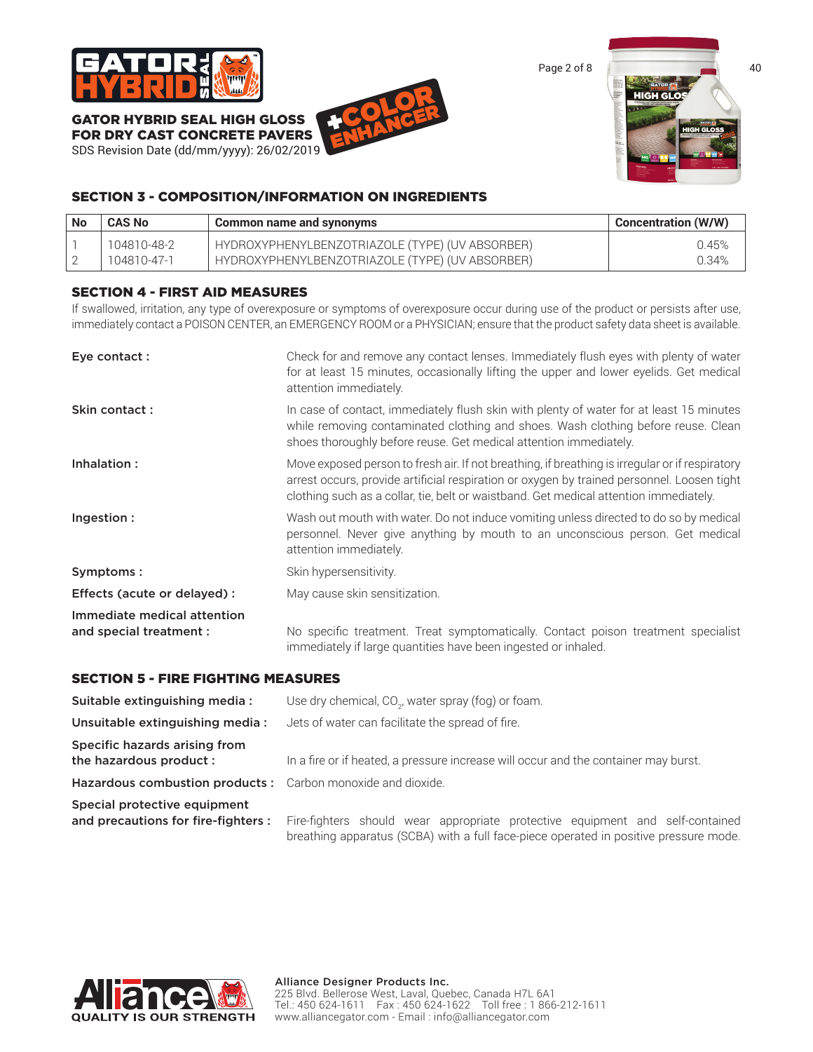## SECTION 3 - COMPOSITION/INFORMATION ON INGREDIENTS

| No | CAS No | Common name and synonyms | Concentration (W/W) |
|---|---|---|---|
| 1 | 104810-48-2 | HYDROXYPHENYLBENZOTRIAZOLE (TYPE) (UV ABSORBER) | 0.45% |
| 2 | 104810-47-1 | HYDROXYPHENYLBENZOTRIAZOLE (TYPE) (UV ABSORBER) | 0.34% |

## SECTION 4 - FIRST AID MEASURES

If swallowed, irritation, any type of overexposure or symptoms of overexposure occur during use of the product or persists after use, immediately contact a POISON CENTER, an EMERGENCY ROOM or a PHYSICIAN; ensure that the product safety data sheet is available.

**Eye contact :** Check for and remove any contact lenses. Immediately flush eyes with plenty of water for at least 15 minutes, occasionally lifting the upper and lower eyelids. Get medical attention immediately.

**Skin contact :** In case of contact, immediately flush skin with plenty of water for at least 15 minutes while removing contaminated clothing and shoes. Wash clothing before reuse. Clean shoes thoroughly before reuse. Get medical attention immediately.

**Inhalation :** Move exposed person to fresh air. If not breathing, if breathing is irregular or if respiratory arrest occurs, provide artificial respiration or oxygen by trained personnel. Loosen tight clothing such as a collar, tie, belt or waistband. Get medical attention immediately.

**Ingestion :** Wash out mouth with water. Do not induce vomiting unless directed to do so by medical personnel. Never give anything by mouth to an unconscious person. Get medical attention immediately.

**Symptoms :** Skin hypersensitivity.

**Effects (acute or delayed) :** May cause skin sensitization.

**Immediate medical attention and special treatment :** No specific treatment. Treat symptomatically. Contact poison treatment specialist immediately if large quantities have been ingested or inhaled.

## SECTION 5 - FIRE FIGHTING MEASURES

**Suitable extinguishing media :** Use dry chemical, $CO_2$, water spray (fog) or foam.

**Unsuitable extinguishing media :** Jets of water can facilitate the spread of fire.

**Specific hazards arising from the hazardous product :** In a fire or if heated, a pressure increase will occur and the container may burst.

**Hazardous combustion products :** Carbon monoxide and dioxide.

**Special protective equipment and precautions for fire-fighters :** Fire-fighters should wear appropriate protective equipment and self-contained breathing apparatus (SCBA) with a full face-piece operated in positive pressure mode.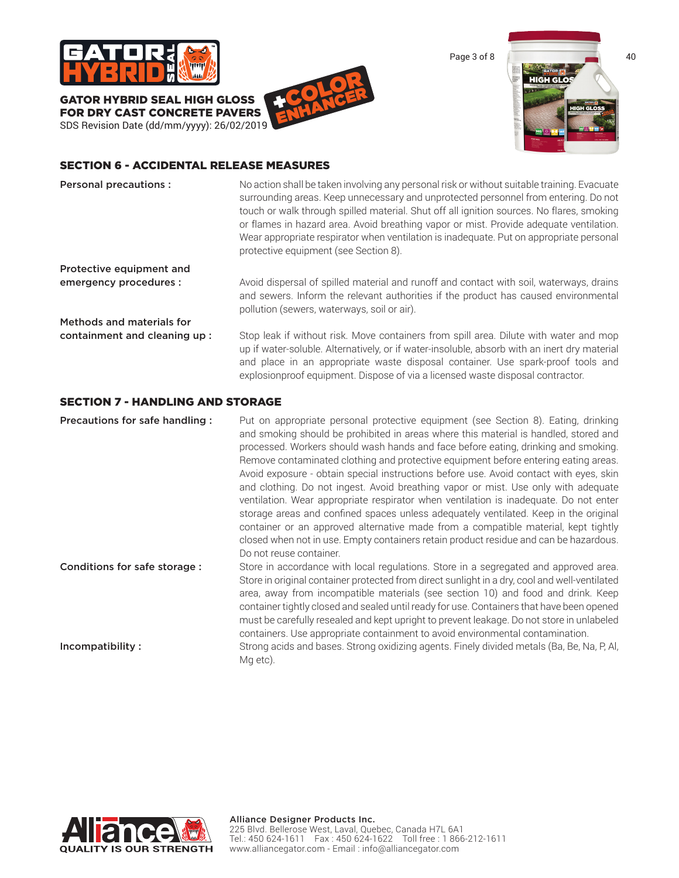## SECTION 6 - ACCIDENTAL RELEASE MEASURES

**Personal precautions :** No action shall be taken involving any personal risk or without suitable training. Evacuate surrounding areas. Keep unnecessary and unprotected personnel from entering. Do not touch or walk through spilled material. Shut off all ignition sources. No flares, smoking or flames in hazard area. Avoid breathing vapor or mist. Provide adequate ventilation. Wear appropriate respirator when ventilation is inadequate. Put on appropriate personal protective equipment (see Section 8).

**Protective equipment and emergency procedures :** Avoid dispersal of spilled material and runoff and contact with soil, waterways, drains and sewers. Inform the relevant authorities if the product has caused environmental pollution (sewers, waterways, soil or air).

**Methods and materials for containment and cleaning up :** Stop leak if without risk. Move containers from spill area. Dilute with water and mop up if water-soluble. Alternatively, or if water-insoluble, absorb with an inert dry material and place in an appropriate waste disposal container. Use spark-proof tools and explosionproof equipment. Dispose of via a licensed waste disposal contractor.

## SECTION 7 - HANDLING AND STORAGE

**Precautions for safe handling :** Put on appropriate personal protective equipment (see Section 8). Eating, drinking and smoking should be prohibited in areas where this material is handled, stored and processed. Workers should wash hands and face before eating, drinking and smoking. Remove contaminated clothing and protective equipment before entering eating areas. Avoid exposure - obtain special instructions before use. Avoid contact with eyes, skin and clothing. Do not ingest. Avoid breathing vapor or mist. Use only with adequate ventilation. Wear appropriate respirator when ventilation is inadequate. Do not enter storage areas and confined spaces unless adequately ventilated. Keep in the original container or an approved alternative made from a compatible material, kept tightly closed when not in use. Empty containers retain product residue and can be hazardous. Do not reuse container.

**Conditions for safe storage :** Store in accordance with local regulations. Store in a segregated and approved area. Store in original container protected from direct sunlight in a dry, cool and well-ventilated area, away from incompatible materials (see section 10) and food and drink. Keep container tightly closed and sealed until ready for use. Containers that have been opened must be carefully resealed and kept upright to prevent leakage. Do not store in unlabeled containers. Use appropriate containment to avoid environmental contamination.

**Incompatibility :** Strong acids and bases. Strong oxidizing agents. Finely divided metals (Ba, Be, Na, P, Al, Mg etc).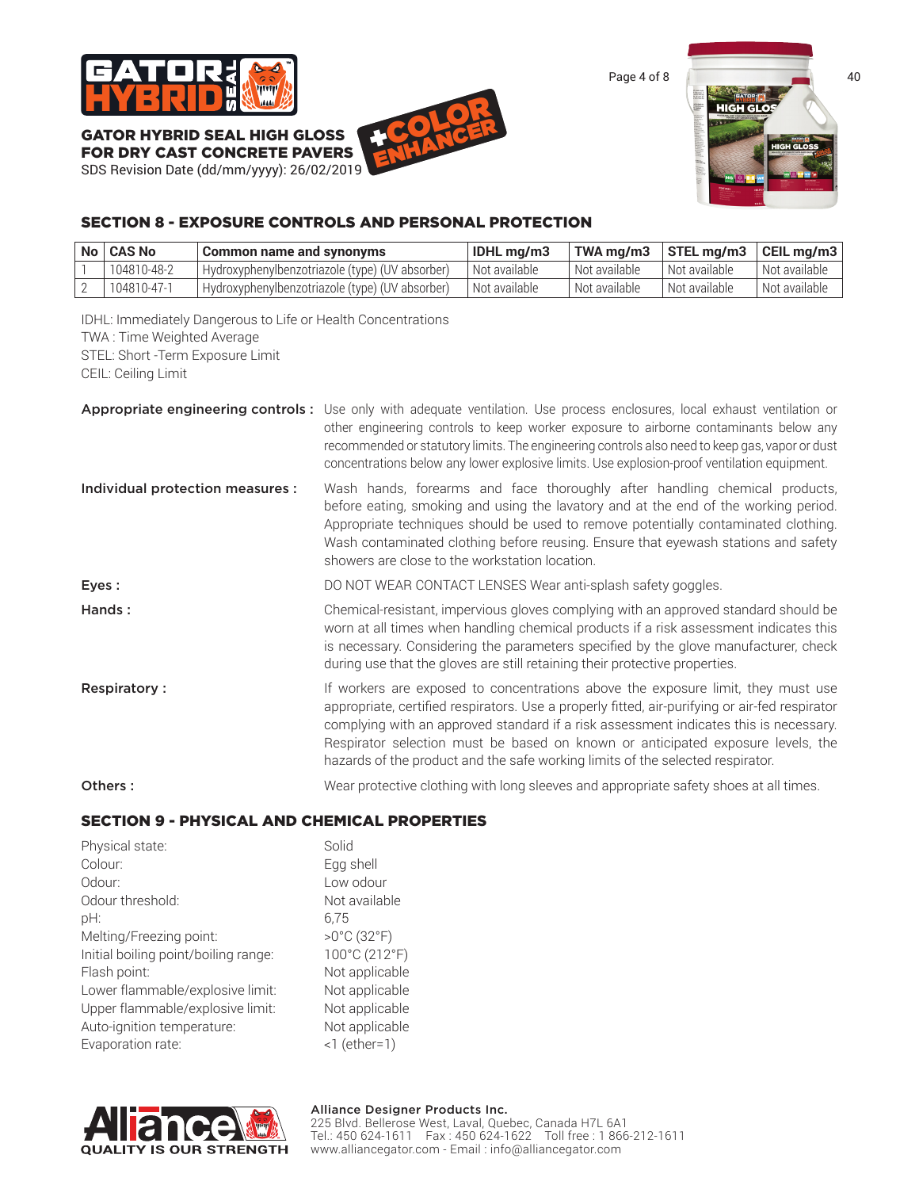## SECTION 8 - EXPOSURE CONTROLS AND PERSONAL PROTECTION

| No | CAS No | Common name and synonyms | IDHL mg/m3 | TWA mg/m3 | STEL mg/m3 | CEIL mg/m3 |
|---|---|---|---|---|---|---|
| 1 | 104810-48-2 | Hydroxyphenylbenzotriazole (type) (UV absorber) | Not available | Not available | Not available | Not available |
| 2 | 104810-47-1 | Hydroxyphenylbenzotriazole (type) (UV absorber) | Not available | Not available | Not available | Not available |

IDHL: Immediately Dangerous to Life or Health Concentrations
TWA : Time Weighted Average
STEL: Short -Term Exposure Limit
CEIL: Ceiling Limit

**Appropriate engineering controls :** Use only with adequate ventilation. Use process enclosures, local exhaust ventilation or other engineering controls to keep worker exposure to airborne contaminants below any recommended or statutory limits. The engineering controls also need to keep gas, vapor or dust concentrations below any lower explosive limits. Use explosion-proof ventilation equipment.

**Individual protection measures :** Wash hands, forearms and face thoroughly after handling chemical products, before eating, smoking and using the lavatory and at the end of the working period. Appropriate techniques should be used to remove potentially contaminated clothing. Wash contaminated clothing before reusing. Ensure that eyewash stations and safety showers are close to the workstation location.

**Eyes :** DO NOT WEAR CONTACT LENSES Wear anti-splash safety goggles.

**Hands :** Chemical-resistant, impervious gloves complying with an approved standard should be worn at all times when handling chemical products if a risk assessment indicates this is necessary. Considering the parameters specified by the glove manufacturer, check during use that the gloves are still retaining their protective properties.

**Respiratory :** If workers are exposed to concentrations above the exposure limit, they must use appropriate, certified respirators. Use a properly fitted, air-purifying or air-fed respirator complying with an approved standard if a risk assessment indicates this is necessary. Respirator selection must be based on known or anticipated exposure levels, the hazards of the product and the safe working limits of the selected respirator.

**Others :** Wear protective clothing with long sleeves and appropriate safety shoes at all times.

## SECTION 9 - PHYSICAL AND CHEMICAL PROPERTIES

| | |
|---|---|
| Physical state: | Solid |
| Colour: | Egg shell |
| Odour: | Low odour |
| Odour threshold: | Not available |
| pH: | 6,75 |
| Melting/Freezing point: | >0°C (32°F) |
| Initial boiling point/boiling range: | 100°C (212°F) |
| Flash point: | Not applicable |
| Lower flammable/explosive limit: | Not applicable |
| Upper flammable/explosive limit: | Not applicable |
| Auto-ignition temperature: | Not applicable |
| Evaporation rate: | <1 (ether=1) |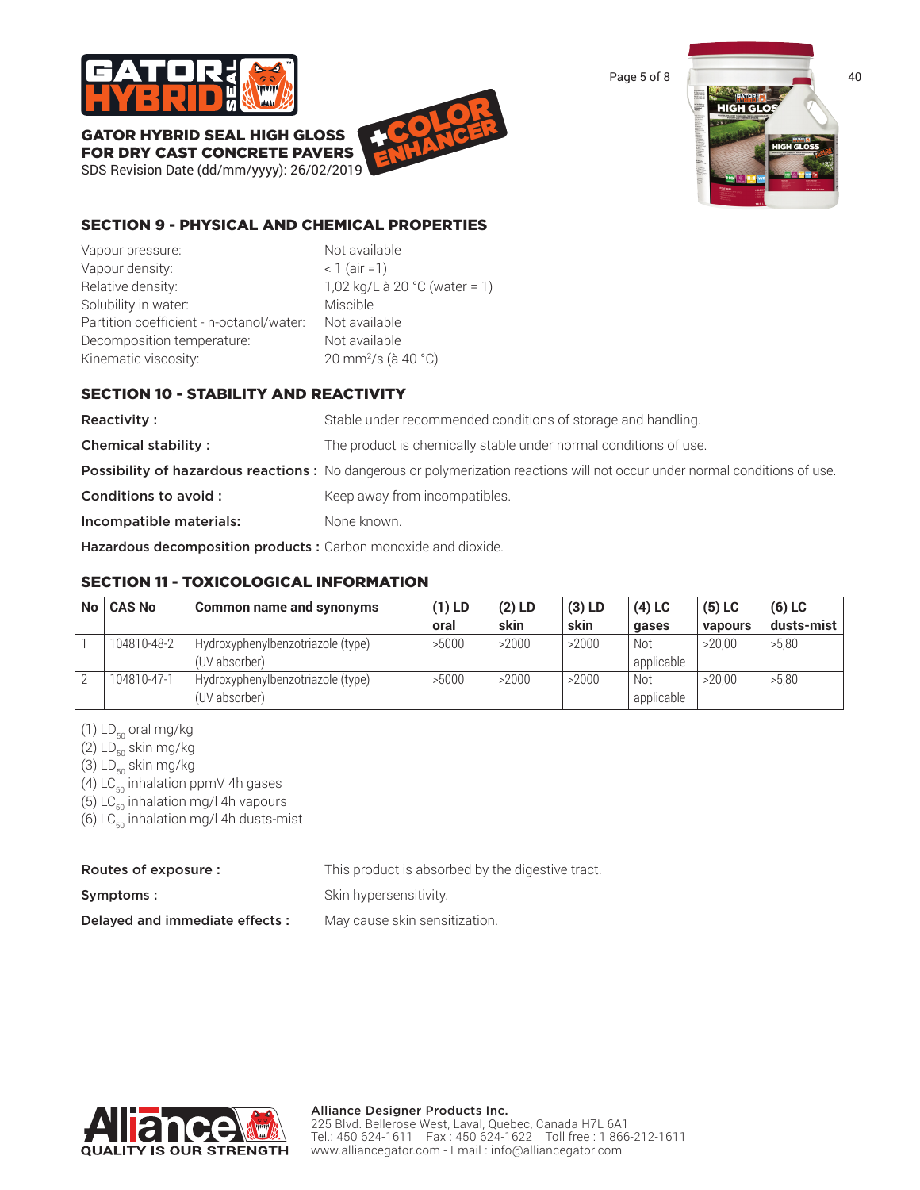## SECTION 9 - PHYSICAL AND CHEMICAL PROPERTIES

| | |
|---|---|
| Vapour pressure: | Not available |
| Vapour density: | < 1 (air =1) |
| Relative density: | 1,02 kg/L à 20 °C (water = 1) |
| Solubility in water: | Miscible |
| Partition coefficient - n-octanol/water: | Not available |
| Decomposition temperature: | Not available |
| Kinematic viscosity: | 20 $mm^2/s$ (à 40 °C) |

## SECTION 10 - STABILITY AND REACTIVITY

**Reactivity :** Stable under recommended conditions of storage and handling.

**Chemical stability :** The product is chemically stable under normal conditions of use.

**Possibility of hazardous reactions :** No dangerous or polymerization reactions will not occur under normal conditions of use.

**Conditions to avoid :** Keep away from incompatibles.

**Incompatible materials:** None known.

**Hazardous decomposition products :** Carbon monoxide and dioxide.

## SECTION 11 - TOXICOLOGICAL INFORMATION

| No | CAS No | Common name and synonyms | (1) LD oral | (2) LD skin | (3) LD skin | (4) LC gases | (5) LC vapours | (6) LC dusts-mist |
|---|---|---|---|---|---|---|---|---|
| 1 | 104810-48-2 | Hydroxyphenylbenzotriazole (type) (UV absorber) | >5000 | >2000 | >2000 | Not applicable | >20,00 | >5,80 |
| 2 | 104810-47-1 | Hydroxyphenylbenzotriazole (type) (UV absorber) | >5000 | >2000 | >2000 | Not applicable | >20,00 | >5,80 |

(1) $LD_{50}$ oral mg/kg
(2) $LD_{50}$ skin mg/kg
(3) $LD_{50}$ skin mg/kg
(4) $LC_{50}$ inhalation ppmV 4h gases
(5) $LC_{50}$ inhalation mg/l 4h vapours
(6) $LC_{50}$ inhalation mg/l 4h dusts-mist

**Routes of exposure :** This product is absorbed by the digestive tract.

**Symptoms :** Skin hypersensitivity.

**Delayed and immediate effects :** May cause skin sensitization.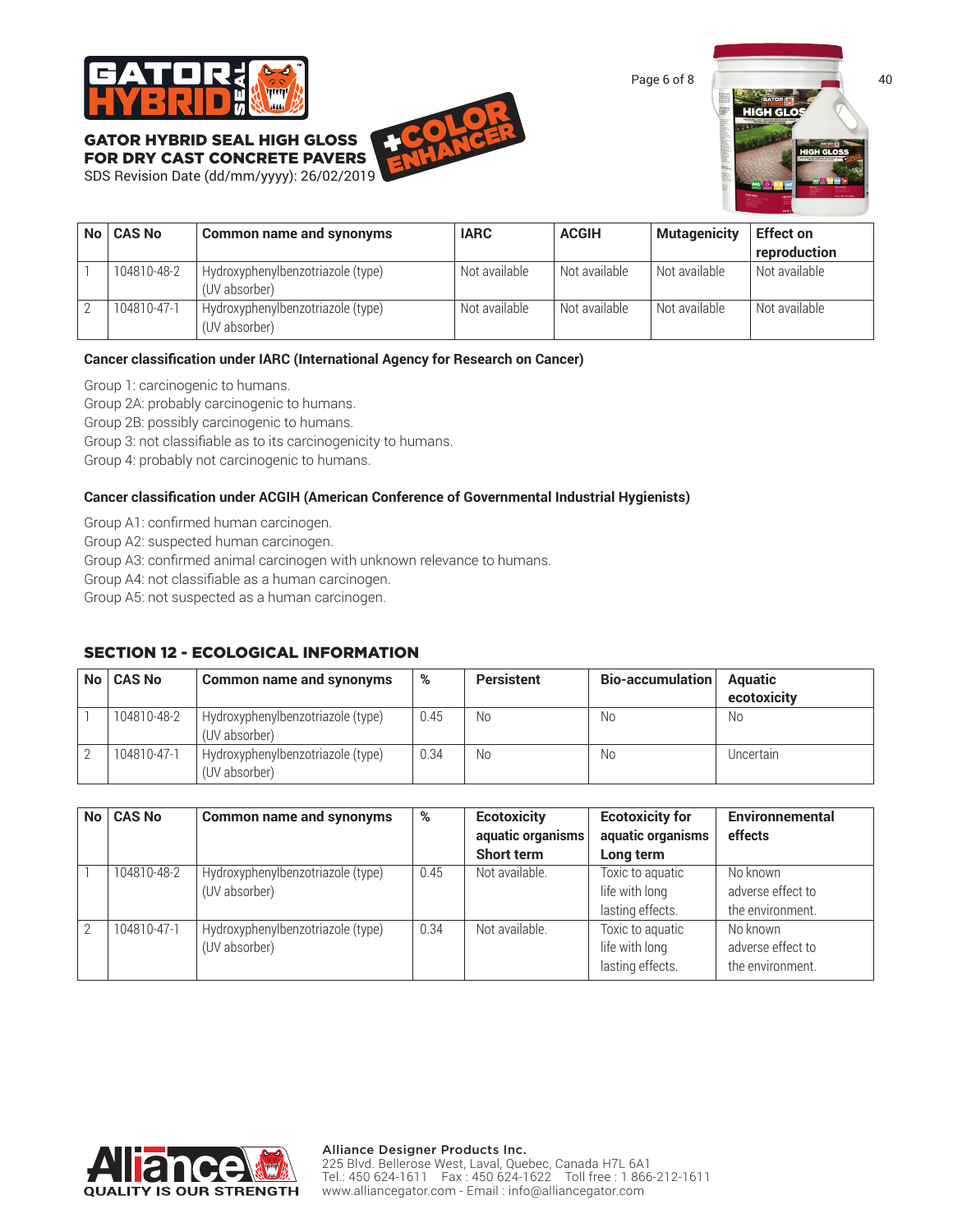| No | CAS No | Common name and synonyms | IARC | ACGIH | Mutagenicity | Effect on reproduction |
|---|---|---|---|---|---|---|
| 1 | 104810-48-2 | Hydroxyphenylbenzotriazole (type) (UV absorber) | Not available | Not available | Not available | Not available |
| 2 | 104810-47-1 | Hydroxyphenylbenzotriazole (type) (UV absorber) | Not available | Not available | Not available | Not available |

**Cancer classification under IARC (International Agency for Research on Cancer)**

Group 1: carcinogenic to humans.
Group 2A: probably carcinogenic to humans.
Group 2B: possibly carcinogenic to humans.
Group 3: not classifiable as to its carcinogenicity to humans.
Group 4: probably not carcinogenic to humans.

**Cancer classification under ACGIH (American Conference of Governmental Industrial Hygienists)**

Group A1: confirmed human carcinogen.
Group A2: suspected human carcinogen.
Group A3: confirmed animal carcinogen with unknown relevance to humans.
Group A4: not classifiable as a human carcinogen.
Group A5: not suspected as a human carcinogen.

## SECTION 12 - ECOLOGICAL INFORMATION

| No | CAS No | Common name and synonyms | % | Persistent | Bio-accumulation | Aquatic ecotoxicity |
|---|---|---|---|---|---|---|
| 1 | 104810-48-2 | Hydroxyphenylbenzotriazole (type) (UV absorber) | 0.45 | No | No | No |
| 2 | 104810-47-1 | Hydroxyphenylbenzotriazole (type) (UV absorber) | 0.34 | No | No | Uncertain |

| No | CAS No | Common name and synonyms | % | Ecotoxicity aquatic organisms Short term | Ecotoxicity for aquatic organisms Long term | Environmental effects |
|---|---|---|---|---|---|---|
| 1 | 104810-48-2 | Hydroxyphenylbenzotriazole (type) (UV absorber) | 0.45 | Not available. | Toxic to aquatic life with long lasting effects. | No known adverse effect to the environment. |
| 2 | 104810-47-1 | Hydroxyphenylbenzotriazole (type) (UV absorber) | 0.34 | Not available. | Toxic to aquatic life with long lasting effects. | No known adverse effect to the environment. |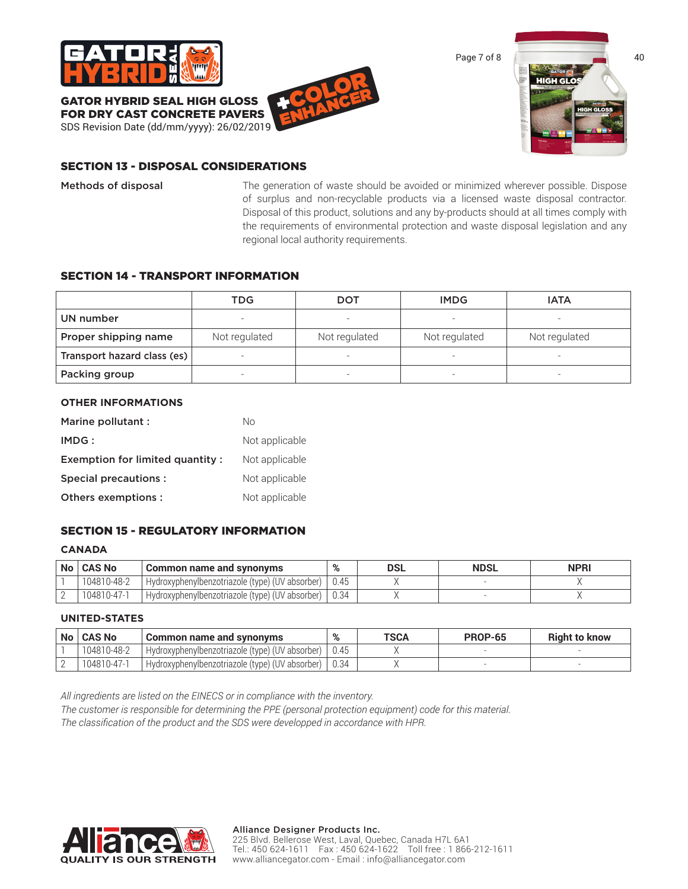## SECTION 13 - DISPOSAL CONSIDERATIONS

**Methods of disposal**

The generation of waste should be avoided or minimized wherever possible. Dispose of surplus and non-recyclable products via a licensed waste disposal contractor. Disposal of this product, solutions and any by-products should at all times comply with the requirements of environmental protection and waste disposal legislation and any regional local authority requirements.

## SECTION 14 - TRANSPORT INFORMATION

| | TDG | DOT | IMDG | IATA |
|---|---|---|---|---|
| UN number | - | - | - | - |
| Proper shipping name | Not regulated | Not regulated | Not regulated | Not regulated |
| Transport hazard class (es) | - | - | - | - |
| Packing group | - | - | - | - |

### OTHER INFORMATIONS

| | |
|---|---|
| **Marine pollutant :** | No |
| **IMDG :** | Not applicable |
| **Exemption for limited quantity :** | Not applicable |
| **Special precautions :** | Not applicable |
| **Others exemptions :** | Not applicable |

## SECTION 15 - REGULATORY INFORMATION

### CANADA

| No | CAS No | Common name and synonyms | % | DSL | NDSL | NPRI |
|---|---|---|---|---|---|---|
| 1 | 104810-48-2 | Hydroxyphenylbenzotriazole (type) (UV absorber) | 0.45 | X | - | X |
| 2 | 104810-47-1 | Hydroxyphenylbenzotriazole (type) (UV absorber) | 0.34 | X | - | X |

### UNITED-STATES

| No | CAS No | Common name and synonyms | % | TSCA | PROP-65 | Right to know |
|---|---|---|---|---|---|---|
| 1 | 104810-48-2 | Hydroxyphenylbenzotriazole (type) (UV absorber) | 0.45 | X | - | - |
| 2 | 104810-47-1 | Hydroxyphenylbenzotriazole (type) (UV absorber) | 0.34 | X | - | - |

*All ingredients are listed on the EINECS or in compliance with the inventory.*
*The customer is responsible for determining the PPE (personal protection equipment) code for this material.*
*The classification of the product and the SDS were developped in accordance with HPR.*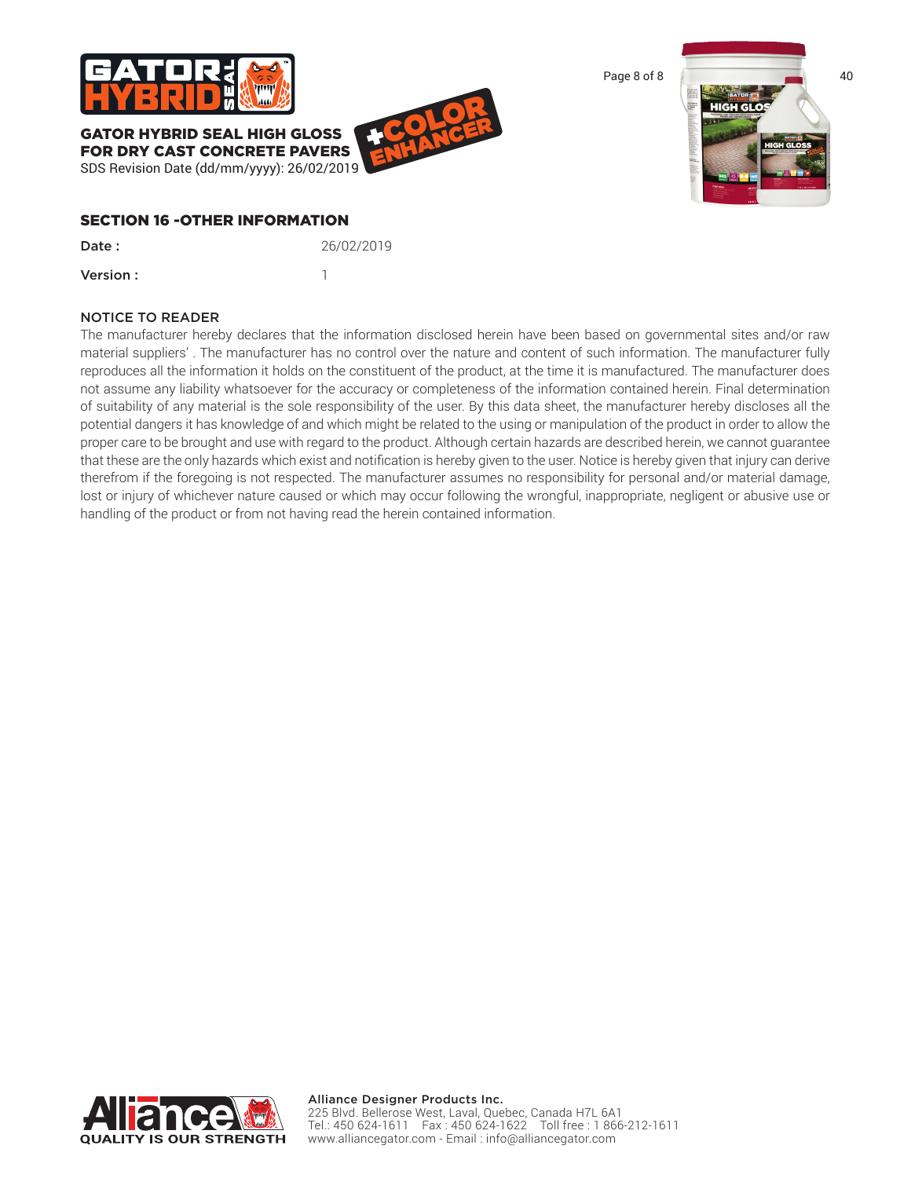## SECTION 16 -OTHER INFORMATION

| | |
|---|---|
| **Date :** | 26/02/2019 |
| **Version :** | 1 |

### NOTICE TO READER

The manufacturer hereby declares that the information disclosed herein have been based on governmental sites and/or raw material suppliers' . The manufacturer has no control over the nature and content of such information. The manufacturer fully reproduces all the information it holds on the constituent of the product, at the time it is manufactured. The manufacturer does not assume any liability whatsoever for the accuracy or completeness of the information contained herein. Final determination of suitability of any material is the sole responsibility of the user. By this data sheet, the manufacturer hereby discloses all the potential dangers it has knowledge of and which might be related to the using or manipulation of the product in order to allow the proper care to be brought and use with regard to the product. Although certain hazards are described herein, we cannot guarantee that these are the only hazards which exist and notification is hereby given to the user. Notice is hereby given that injury can derive therefrom if the foregoing is not respected. The manufacturer assumes no responsibility for personal and/or material damage, lost or injury of whichever nature caused or which may occur following the wrongful, inappropriate, negligent or abusive use or handling of the product or from not having read the herein contained information.